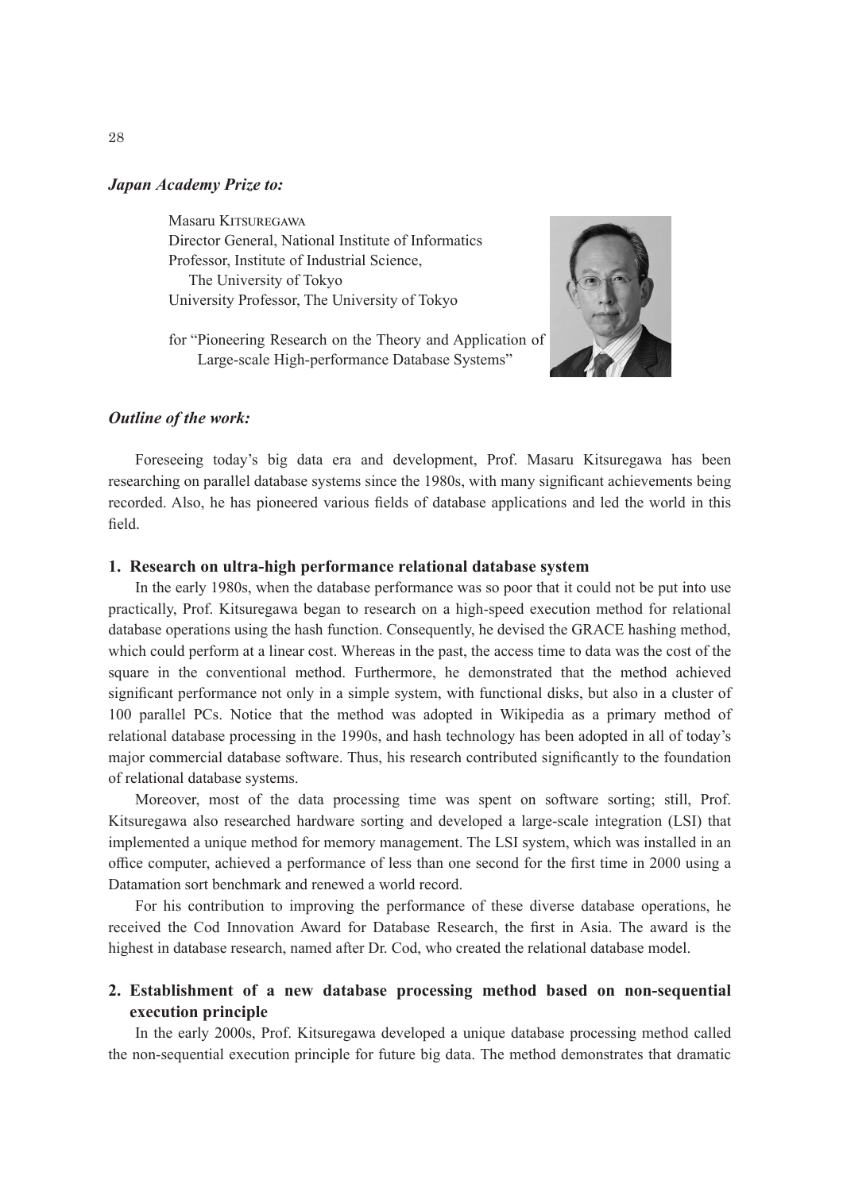***Japan Academy Prize to:***

Masaru Kitsuregawa
Director General, National Institute of Informatics
Professor, Institute of Industrial Science,
The University of Tokyo
University Professor, The University of Tokyo

for "Pioneering Research on the Theory and Application of Large-scale High-performance Database Systems"

***Outline of the work:***

Foreseeing today's big data era and development, Prof. Masaru Kitsuregawa has been researching on parallel database systems since the 1980s, with many significant achievements being recorded. Also, he has pioneered various fields of database applications and led the world in this field.

**1. Research on ultra-high performance relational database system**

In the early 1980s, when the database performance was so poor that it could not be put into use practically, Prof. Kitsuregawa began to research on a high-speed execution method for relational database operations using the hash function. Consequently, he devised the GRACE hashing method, which could perform at a linear cost. Whereas in the past, the access time to data was the cost of the square in the conventional method. Furthermore, he demonstrated that the method achieved significant performance not only in a simple system, with functional disks, but also in a cluster of 100 parallel PCs. Notice that the method was adopted in Wikipedia as a primary method of relational database processing in the 1990s, and hash technology has been adopted in all of today's major commercial database software. Thus, his research contributed significantly to the foundation of relational database systems.

Moreover, most of the data processing time was spent on software sorting; still, Prof. Kitsuregawa also researched hardware sorting and developed a large-scale integration (LSI) that implemented a unique method for memory management. The LSI system, which was installed in an office computer, achieved a performance of less than one second for the first time in 2000 using a Datamation sort benchmark and renewed a world record.

For his contribution to improving the performance of these diverse database operations, he received the Cod Innovation Award for Database Research, the first in Asia. The award is the highest in database research, named after Dr. Cod, who created the relational database model.

**2. Establishment of a new database processing method based on non-sequential execution principle**

In the early 2000s, Prof. Kitsuregawa developed a unique database processing method called the non-sequential execution principle for future big data. The method demonstrates that dramatic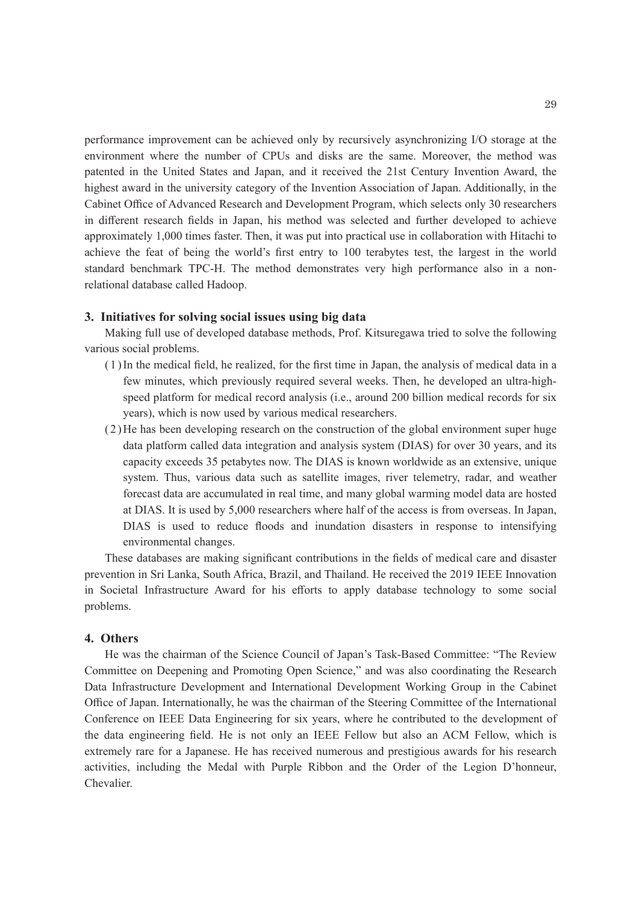performance improvement can be achieved only by recursively asynchronizing I/O storage at the environment where the number of CPUs and disks are the same. Moreover, the method was patented in the United States and Japan, and it received the 21st Century Invention Award, the highest award in the university category of the Invention Association of Japan. Additionally, in the Cabinet Office of Advanced Research and Development Program, which selects only 30 researchers in different research fields in Japan, his method was selected and further developed to achieve approximately 1,000 times faster. Then, it was put into practical use in collaboration with Hitachi to achieve the feat of being the world's first entry to 100 terabytes test, the largest in the world standard benchmark TPC-H. The method demonstrates very high performance also in a non-relational database called Hadoop.

### 3. Initiatives for solving social issues using big data

Making full use of developed database methods, Prof. Kitsuregawa tried to solve the following various social problems.

(1) In the medical field, he realized, for the first time in Japan, the analysis of medical data in a few minutes, which previously required several weeks. Then, he developed an ultra-high-speed platform for medical record analysis (i.e., around 200 billion medical records for six years), which is now used by various medical researchers.

(2) He has been developing research on the construction of the global environment super huge data platform called data integration and analysis system (DIAS) for over 30 years, and its capacity exceeds 35 petabytes now. The DIAS is known worldwide as an extensive, unique system. Thus, various data such as satellite images, river telemetry, radar, and weather forecast data are accumulated in real time, and many global warming model data are hosted at DIAS. It is used by 5,000 researchers where half of the access is from overseas. In Japan, DIAS is used to reduce floods and inundation disasters in response to intensifying environmental changes.

These databases are making significant contributions in the fields of medical care and disaster prevention in Sri Lanka, South Africa, Brazil, and Thailand. He received the 2019 IEEE Innovation in Societal Infrastructure Award for his efforts to apply database technology to some social problems.

### 4. Others

He was the chairman of the Science Council of Japan's Task-Based Committee: "The Review Committee on Deepening and Promoting Open Science," and was also coordinating the Research Data Infrastructure Development and International Development Working Group in the Cabinet Office of Japan. Internationally, he was the chairman of the Steering Committee of the International Conference on IEEE Data Engineering for six years, where he contributed to the development of the data engineering field. He is not only an IEEE Fellow but also an ACM Fellow, which is extremely rare for a Japanese. He has received numerous and prestigious awards for his research activities, including the Medal with Purple Ribbon and the Order of the Legion D'honneur, Chevalier.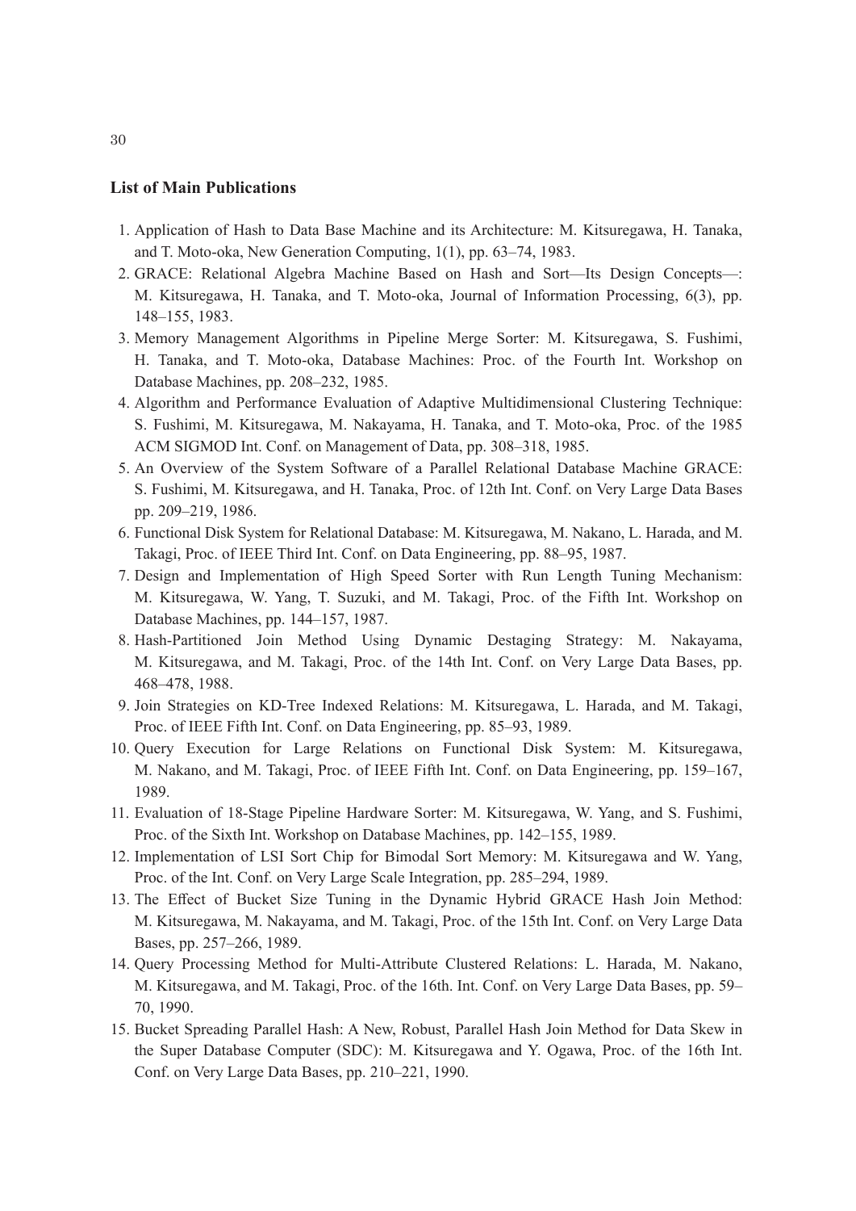**List of Main Publications**

1. Application of Hash to Data Base Machine and its Architecture: M. Kitsuregawa, H. Tanaka, and T. Moto-oka, New Generation Computing, 1(1), pp. 63–74, 1983.
2. GRACE: Relational Algebra Machine Based on Hash and Sort—Its Design Concepts—: M. Kitsuregawa, H. Tanaka, and T. Moto-oka, Journal of Information Processing, 6(3), pp. 148–155, 1983.
3. Memory Management Algorithms in Pipeline Merge Sorter: M. Kitsuregawa, S. Fushimi, H. Tanaka, and T. Moto-oka, Database Machines: Proc. of the Fourth Int. Workshop on Database Machines, pp. 208–232, 1985.
4. Algorithm and Performance Evaluation of Adaptive Multidimensional Clustering Technique: S. Fushimi, M. Kitsuregawa, M. Nakayama, H. Tanaka, and T. Moto-oka, Proc. of the 1985 ACM SIGMOD Int. Conf. on Management of Data, pp. 308–318, 1985.
5. An Overview of the System Software of a Parallel Relational Database Machine GRACE: S. Fushimi, M. Kitsuregawa, and H. Tanaka, Proc. of 12th Int. Conf. on Very Large Data Bases pp. 209–219, 1986.
6. Functional Disk System for Relational Database: M. Kitsuregawa, M. Nakano, L. Harada, and M. Takagi, Proc. of IEEE Third Int. Conf. on Data Engineering, pp. 88–95, 1987.
7. Design and Implementation of High Speed Sorter with Run Length Tuning Mechanism: M. Kitsuregawa, W. Yang, T. Suzuki, and M. Takagi, Proc. of the Fifth Int. Workshop on Database Machines, pp. 144–157, 1987.
8. Hash-Partitioned Join Method Using Dynamic Destaging Strategy: M. Nakayama, M. Kitsuregawa, and M. Takagi, Proc. of the 14th Int. Conf. on Very Large Data Bases, pp. 468–478, 1988.
9. Join Strategies on KD-Tree Indexed Relations: M. Kitsuregawa, L. Harada, and M. Takagi, Proc. of IEEE Fifth Int. Conf. on Data Engineering, pp. 85–93, 1989.
10. Query Execution for Large Relations on Functional Disk System: M. Kitsuregawa, M. Nakano, and M. Takagi, Proc. of IEEE Fifth Int. Conf. on Data Engineering, pp. 159–167, 1989.
11. Evaluation of 18-Stage Pipeline Hardware Sorter: M. Kitsuregawa, W. Yang, and S. Fushimi, Proc. of the Sixth Int. Workshop on Database Machines, pp. 142–155, 1989.
12. Implementation of LSI Sort Chip for Bimodal Sort Memory: M. Kitsuregawa and W. Yang, Proc. of the Int. Conf. on Very Large Scale Integration, pp. 285–294, 1989.
13. The Effect of Bucket Size Tuning in the Dynamic Hybrid GRACE Hash Join Method: M. Kitsuregawa, M. Nakayama, and M. Takagi, Proc. of the 15th Int. Conf. on Very Large Data Bases, pp. 257–266, 1989.
14. Query Processing Method for Multi-Attribute Clustered Relations: L. Harada, M. Nakano, M. Kitsuregawa, and M. Takagi, Proc. of the 16th. Int. Conf. on Very Large Data Bases, pp. 59–70, 1990.
15. Bucket Spreading Parallel Hash: A New, Robust, Parallel Hash Join Method for Data Skew in the Super Database Computer (SDC): M. Kitsuregawa and Y. Ogawa, Proc. of the 16th Int. Conf. on Very Large Data Bases, pp. 210–221, 1990.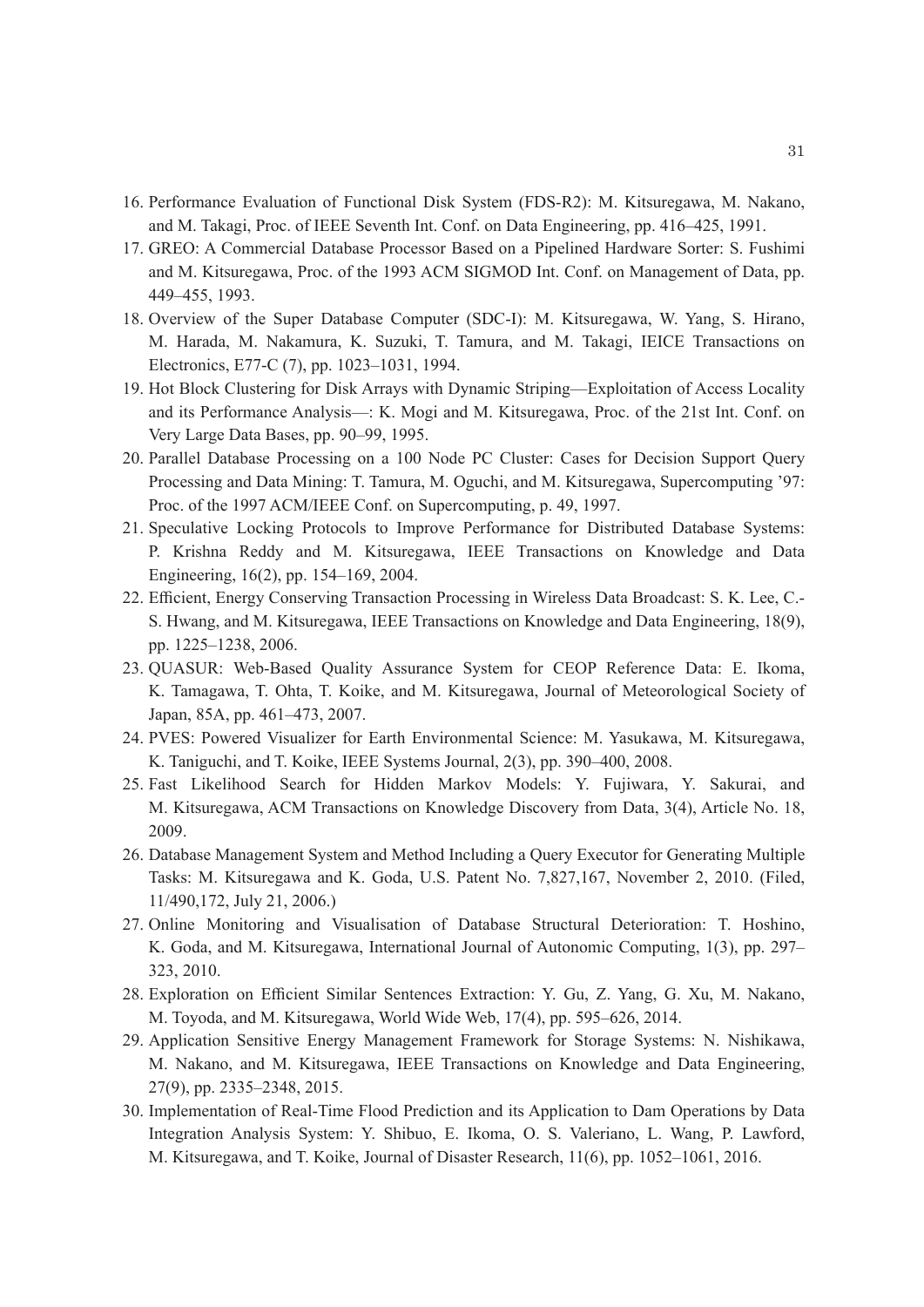16. Performance Evaluation of Functional Disk System (FDS-R2): M. Kitsuregawa, M. Nakano, and M. Takagi, Proc. of IEEE Seventh Int. Conf. on Data Engineering, pp. 416–425, 1991.
17. GREO: A Commercial Database Processor Based on a Pipelined Hardware Sorter: S. Fushimi and M. Kitsuregawa, Proc. of the 1993 ACM SIGMOD Int. Conf. on Management of Data, pp. 449–455, 1993.
18. Overview of the Super Database Computer (SDC-I): M. Kitsuregawa, W. Yang, S. Hirano, M. Harada, M. Nakamura, K. Suzuki, T. Tamura, and M. Takagi, IEICE Transactions on Electronics, E77-C (7), pp. 1023–1031, 1994.
19. Hot Block Clustering for Disk Arrays with Dynamic Striping—Exploitation of Access Locality and its Performance Analysis—: K. Mogi and M. Kitsuregawa, Proc. of the 21st Int. Conf. on Very Large Data Bases, pp. 90–99, 1995.
20. Parallel Database Processing on a 100 Node PC Cluster: Cases for Decision Support Query Processing and Data Mining: T. Tamura, M. Oguchi, and M. Kitsuregawa, Supercomputing '97: Proc. of the 1997 ACM/IEEE Conf. on Supercomputing, p. 49, 1997.
21. Speculative Locking Protocols to Improve Performance for Distributed Database Systems: P. Krishna Reddy and M. Kitsuregawa, IEEE Transactions on Knowledge and Data Engineering, 16(2), pp. 154–169, 2004.
22. Efficient, Energy Conserving Transaction Processing in Wireless Data Broadcast: S. K. Lee, C.-S. Hwang, and M. Kitsuregawa, IEEE Transactions on Knowledge and Data Engineering, 18(9), pp. 1225–1238, 2006.
23. QUASUR: Web-Based Quality Assurance System for CEOP Reference Data: E. Ikoma, K. Tamagawa, T. Ohta, T. Koike, and M. Kitsuregawa, Journal of Meteorological Society of Japan, 85A, pp. 461–473, 2007.
24. PVES: Powered Visualizer for Earth Environmental Science: M. Yasukawa, M. Kitsuregawa, K. Taniguchi, and T. Koike, IEEE Systems Journal, 2(3), pp. 390–400, 2008.
25. Fast Likelihood Search for Hidden Markov Models: Y. Fujiwara, Y. Sakurai, and M. Kitsuregawa, ACM Transactions on Knowledge Discovery from Data, 3(4), Article No. 18, 2009.
26. Database Management System and Method Including a Query Executor for Generating Multiple Tasks: M. Kitsuregawa and K. Goda, U.S. Patent No. 7,827,167, November 2, 2010. (Filed, 11/490,172, July 21, 2006.)
27. Online Monitoring and Visualisation of Database Structural Deterioration: T. Hoshino, K. Goda, and M. Kitsuregawa, International Journal of Autonomic Computing, 1(3), pp. 297–323, 2010.
28. Exploration on Efficient Similar Sentences Extraction: Y. Gu, Z. Yang, G. Xu, M. Nakano, M. Toyoda, and M. Kitsuregawa, World Wide Web, 17(4), pp. 595–626, 2014.
29. Application Sensitive Energy Management Framework for Storage Systems: N. Nishikawa, M. Nakano, and M. Kitsuregawa, IEEE Transactions on Knowledge and Data Engineering, 27(9), pp. 2335–2348, 2015.
30. Implementation of Real-Time Flood Prediction and its Application to Dam Operations by Data Integration Analysis System: Y. Shibuo, E. Ikoma, O. S. Valeriano, L. Wang, P. Lawford, M. Kitsuregawa, and T. Koike, Journal of Disaster Research, 11(6), pp. 1052–1061, 2016.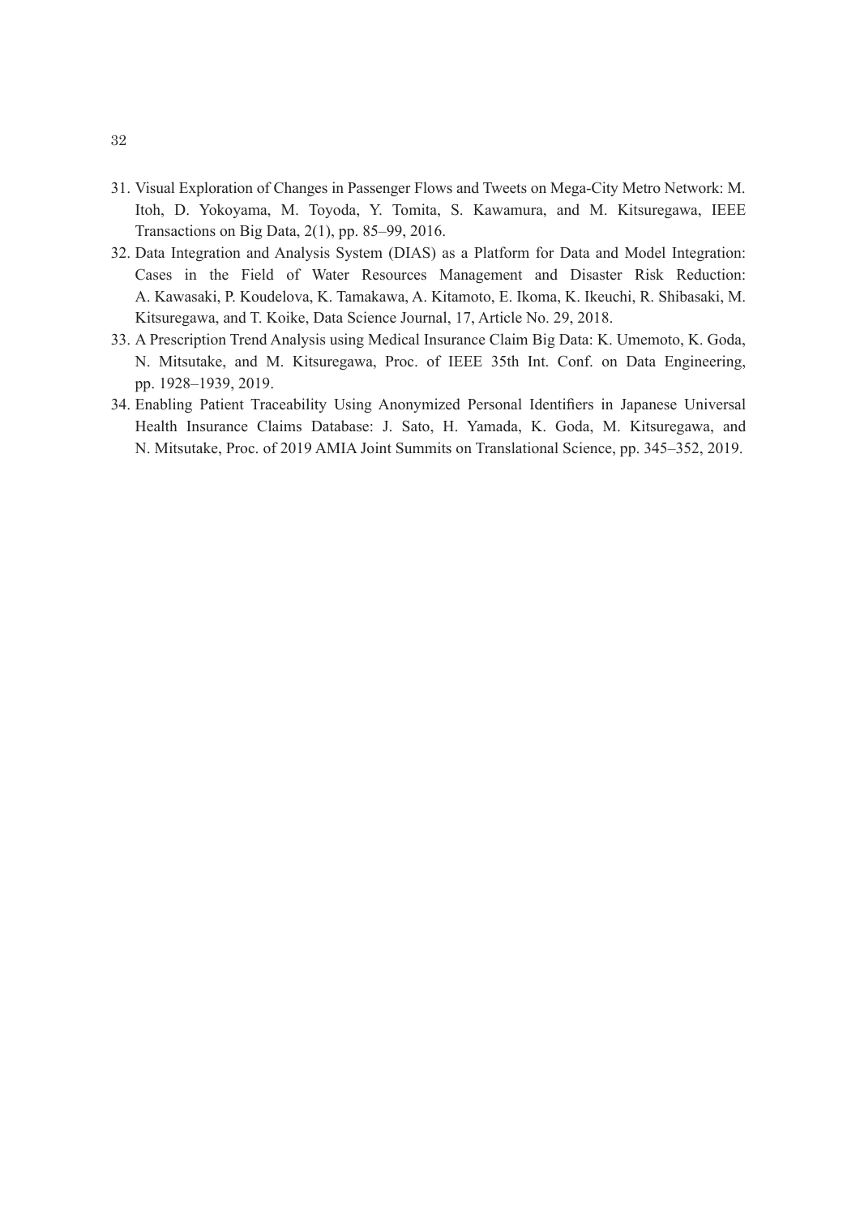31. Visual Exploration of Changes in Passenger Flows and Tweets on Mega-City Metro Network: M. Itoh, D. Yokoyama, M. Toyoda, Y. Tomita, S. Kawamura, and M. Kitsuregawa, IEEE Transactions on Big Data, 2(1), pp. 85–99, 2016.
32. Data Integration and Analysis System (DIAS) as a Platform for Data and Model Integration: Cases in the Field of Water Resources Management and Disaster Risk Reduction: A. Kawasaki, P. Koudelova, K. Tamakawa, A. Kitamoto, E. Ikoma, K. Ikeuchi, R. Shibasaki, M. Kitsuregawa, and T. Koike, Data Science Journal, 17, Article No. 29, 2018.
33. A Prescription Trend Analysis using Medical Insurance Claim Big Data: K. Umemoto, K. Goda, N. Mitsutake, and M. Kitsuregawa, Proc. of IEEE 35th Int. Conf. on Data Engineering, pp. 1928–1939, 2019.
34. Enabling Patient Traceability Using Anonymized Personal Identifiers in Japanese Universal Health Insurance Claims Database: J. Sato, H. Yamada, K. Goda, M. Kitsuregawa, and N. Mitsutake, Proc. of 2019 AMIA Joint Summits on Translational Science, pp. 345–352, 2019.